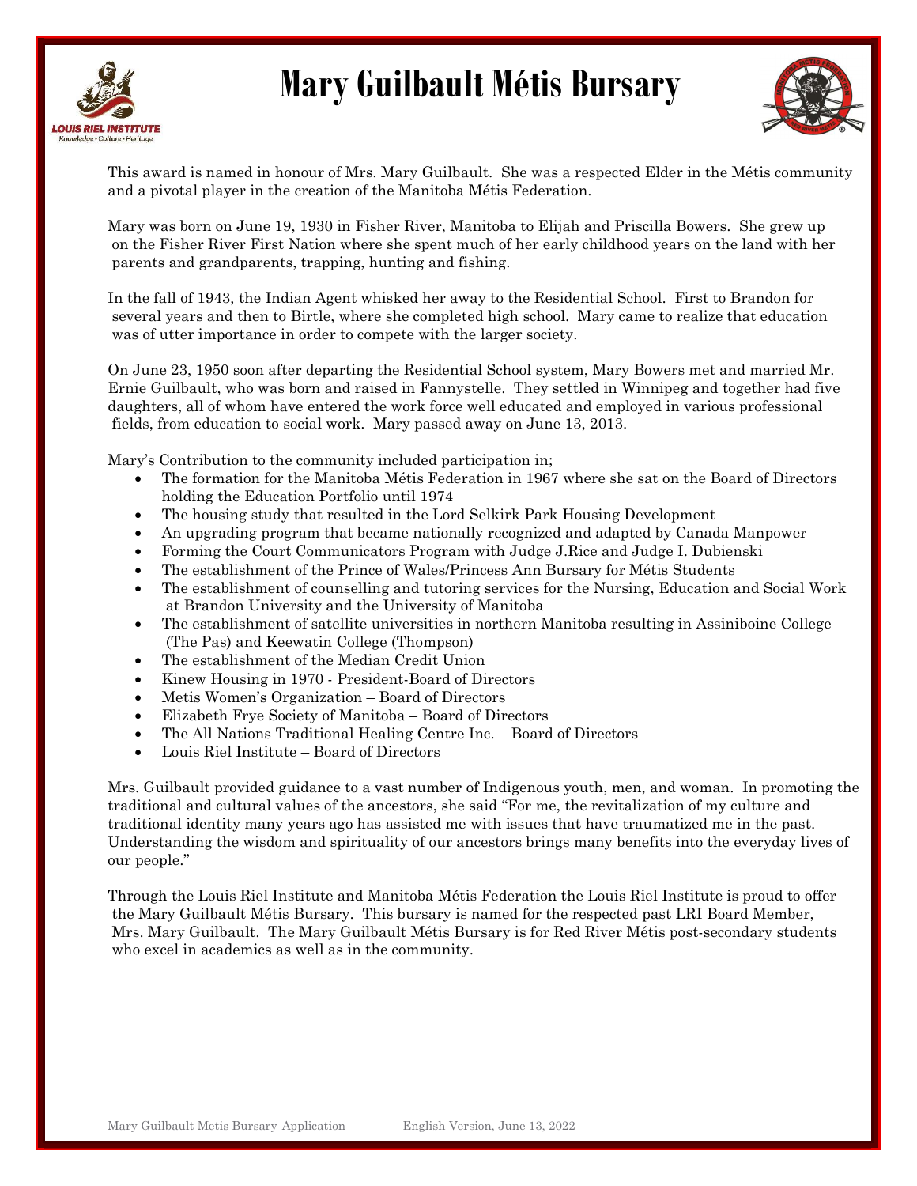# Mary Guilbault Métis Bursary

This award is named in honour of Mrs. Mary Guilbault. She was a respected Elder in the Métis community and a pivotal player in the creation of the Manitoba Métis Federation.

Mary was born on June 19, 1930 in Fisher River, Manitoba to Elijah and Priscilla Bowers. She grew up on the Fisher River First Nation where she spent much of her early childhood years on the land with her parents and grandparents, trapping, hunting and fishing.

In the fall of 1943, the Indian Agent whisked her away to the Residential School. First to Brandon for several years and then to Birtle, where she completed high school. Mary came to realize that education was of utter importance in order to compete with the larger society.

On June 23, 1950 soon after departing the Residential School system, Mary Bowers met and married Mr. Ernie Guilbault, who was born and raised in Fannystelle. They settled in Winnipeg and together had five daughters, all of whom have entered the work force well educated and employed in various professional fields, from education to social work. Mary passed away on June 13, 2013.

Mary's Contribution to the community included participation in;

- The formation for the Manitoba Métis Federation in 1967 where she sat on the Board of Directors holding the Education Portfolio until 1974
- The housing study that resulted in the Lord Selkirk Park Housing Development
- An upgrading program that became nationally recognized and adapted by Canada Manpower
- Forming the Court Communicators Program with Judge J.Rice and Judge I. Dubienski
- The establishment of the Prince of Wales/Princess Ann Bursary for Métis Students
- The establishment of counselling and tutoring services for the Nursing, Education and Social Work at Brandon University and the University of Manitoba
- The establishment of satellite universities in northern Manitoba resulting in Assiniboine College (The Pas) and Keewatin College (Thompson)
- The establishment of the Median Credit Union
- Kinew Housing in 1970 - President-Board of Directors
- Metis Women's Organization – Board of Directors
- Elizabeth Frye Society of Manitoba – Board of Directors
- The All Nations Traditional Healing Centre Inc. – Board of Directors
- Louis Riel Institute – Board of Directors

Mrs. Guilbault provided guidance to a vast number of Indigenous youth, men, and woman. In promoting the traditional and cultural values of the ancestors, she said "For me, the revitalization of my culture and traditional identity many years ago has assisted me with issues that have traumatized me in the past. Understanding the wisdom and spirituality of our ancestors brings many benefits into the everyday lives of our people."

Through the Louis Riel Institute and Manitoba Métis Federation the Louis Riel Institute is proud to offer the Mary Guilbault Métis Bursary. This bursary is named for the respected past LRI Board Member, Mrs. Mary Guilbault. The Mary Guilbault Métis Bursary is for Red River Métis post-secondary students who excel in academics as well as in the community.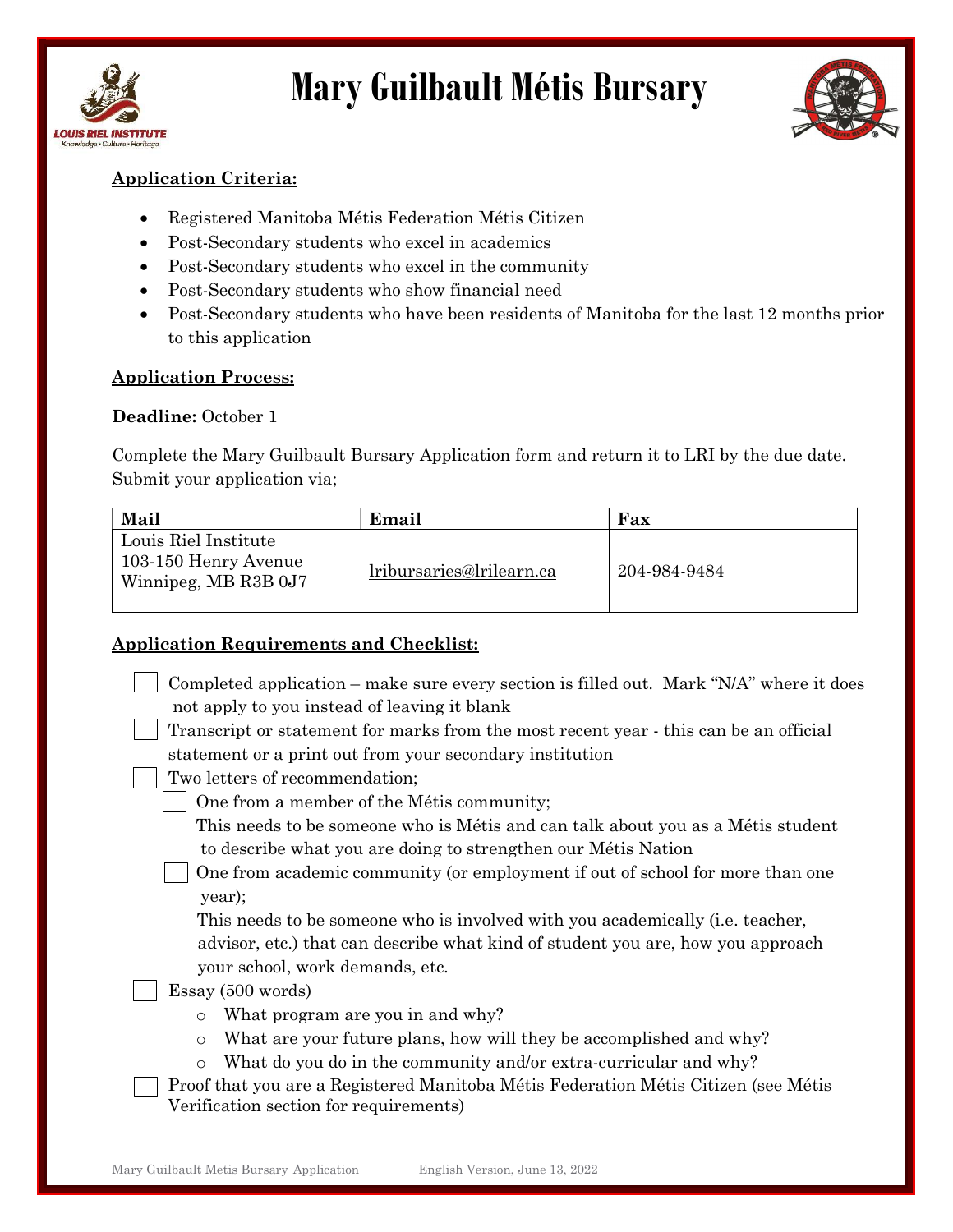# Mary Guilbault Métis Bursary

**Application Criteria:**

- Registered Manitoba Métis Federation Métis Citizen
- Post-Secondary students who excel in academics
- Post-Secondary students who excel in the community
- Post-Secondary students who show financial need
- Post-Secondary students who have been residents of Manitoba for the last 12 months prior to this application

**Application Process:**

**Deadline:** October 1

Complete the Mary Guilbault Bursary Application form and return it to LRI by the due date. Submit your application via;

| Mail | Email | Fax |
|---|---|---|
| Louis Riel Institute<br>103-150 Henry Avenue<br>Winnipeg, MB R3B 0J7 | lribursaries@lrilearn.ca | 204-984-9484 |

**Application Requirements and Checklist:**

- [ ] Completed application – make sure every section is filled out. Mark "N/A" where it does not apply to you instead of leaving it blank
- [ ] Transcript or statement for marks from the most recent year - this can be an official statement or a print out from your secondary institution
- [ ] Two letters of recommendation;
  - [ ] One from a member of the Métis community;
    This needs to be someone who is Métis and can talk about you as a Métis student to describe what you are doing to strengthen our Métis Nation
  - [ ] One from academic community (or employment if out of school for more than one year);
    This needs to be someone who is involved with you academically (i.e. teacher, advisor, etc.) that can describe what kind of student you are, how you approach your school, work demands, etc.
- [ ] Essay (500 words)
  - What program are you in and why?
  - What are your future plans, how will they be accomplished and why?
  - What do you do in the community and/or extra-curricular and why?
- [ ] Proof that you are a Registered Manitoba Métis Federation Métis Citizen (see Métis Verification section for requirements)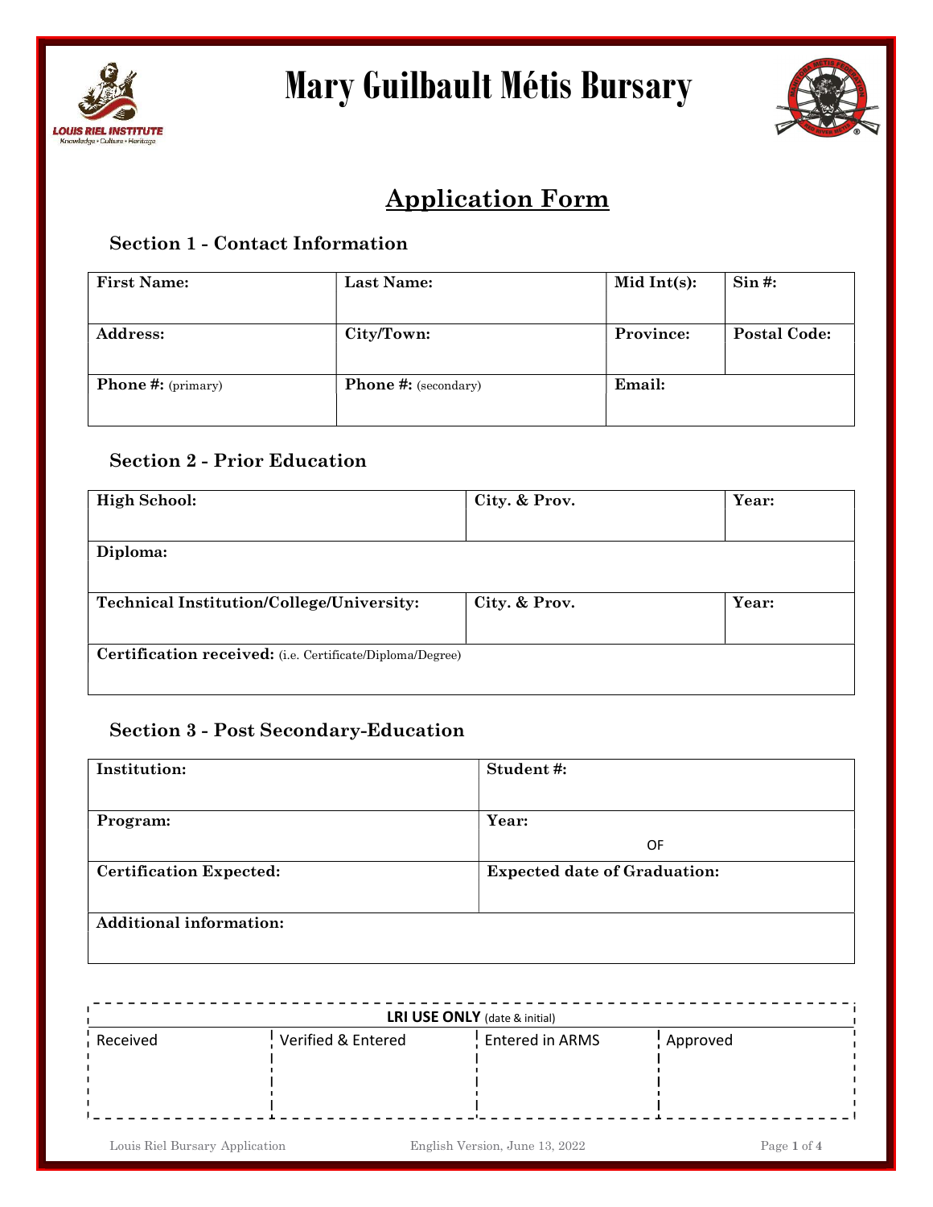# Mary Guilbault Métis Bursary

## Application Form

### Section 1 - Contact Information

| First Name: | Last Name: | Mid Int(s): | Sin #: |
|---|---|---|---|
| **Address:** | **City/Town:** | **Province:** | **Postal Code:** |
| **Phone #:** (primary) | **Phone #:** (secondary) | **Email:** | |

### Section 2 - Prior Education

| High School: | City. & Prov. | Year: |
|---|---|---|
| **Diploma:** | | |
| **Technical Institution/College/University:** | **City. & Prov.** | **Year:** |
| **Certification received:** (i.e. Certificate/Diploma/Degree) | | |

### Section 3 - Post Secondary-Education

| Institution: | Student #: |
|---|---|
| **Program:** | **Year:** OF |
| **Certification Expected:** | **Expected date of Graduation:** |
| **Additional information:** | |

| LRI USE ONLY (date & initial) | | | |
|---|---|---|---|
| Received | Verified & Entered | Entered in ARMS | Approved |
| | | | |

Louis Riel Bursary Application — English Version, June 13, 2022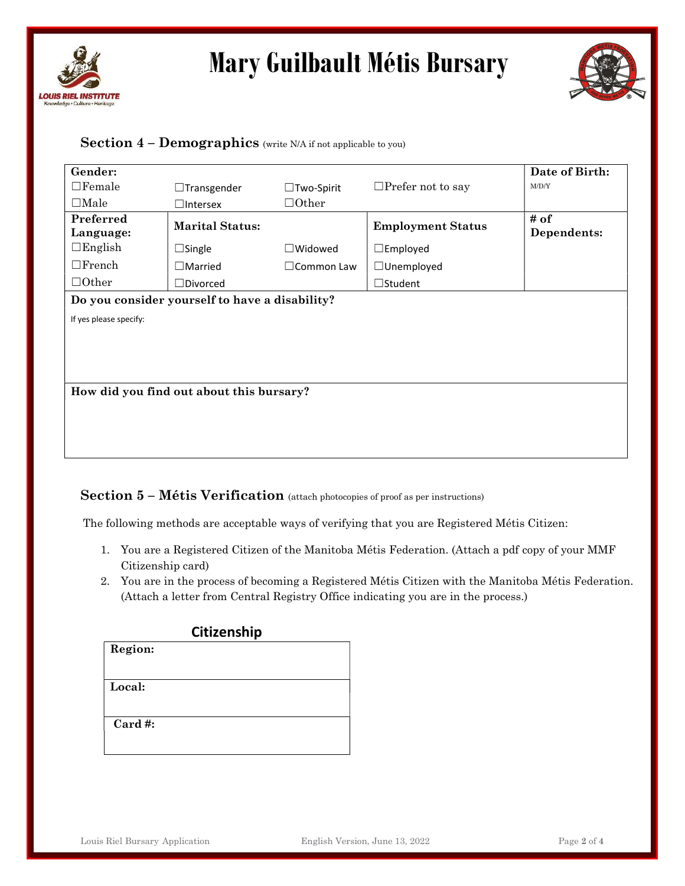# Mary Guilbault Métis Bursary

## Section 4 – Demographics (write N/A if not applicable to you)

| **Gender:** | | | | **Date of Birth:** |
|---|---|---|---|---|
| ☐Female | ☐Transgender | ☐Two-Spirit | ☐Prefer not to say | M/D/Y |
| ☐Male | ☐Intersex | ☐Other | | |
| **Preferred Language:** | **Marital Status:** | | **Employment Status** | **# of Dependents:** |
| ☐English | ☐Single | ☐Widowed | ☐Employed | |
| ☐French | ☐Married | ☐Common Law | ☐Unemployed | |
| ☐Other | ☐Divorced | | ☐Student | |
| **Do you consider yourself to have a disability?** | | | | |
| If yes please specify: | | | | |
| **How did you find out about this bursary?** | | | | |

## Section 5 – Métis Verification (attach photocopies of proof as per instructions)

The following methods are acceptable ways of verifying that you are Registered Métis Citizen:

1. You are a Registered Citizen of the Manitoba Métis Federation. (Attach a pdf copy of your MMF Citizenship card)
2. You are in the process of becoming a Registered Métis Citizen with the Manitoba Métis Federation. (Attach a letter from Central Registry Office indicating you are in the process.)

**Citizenship**

| **Region:** |
|---|
| **Local:** |
| **Card #:** |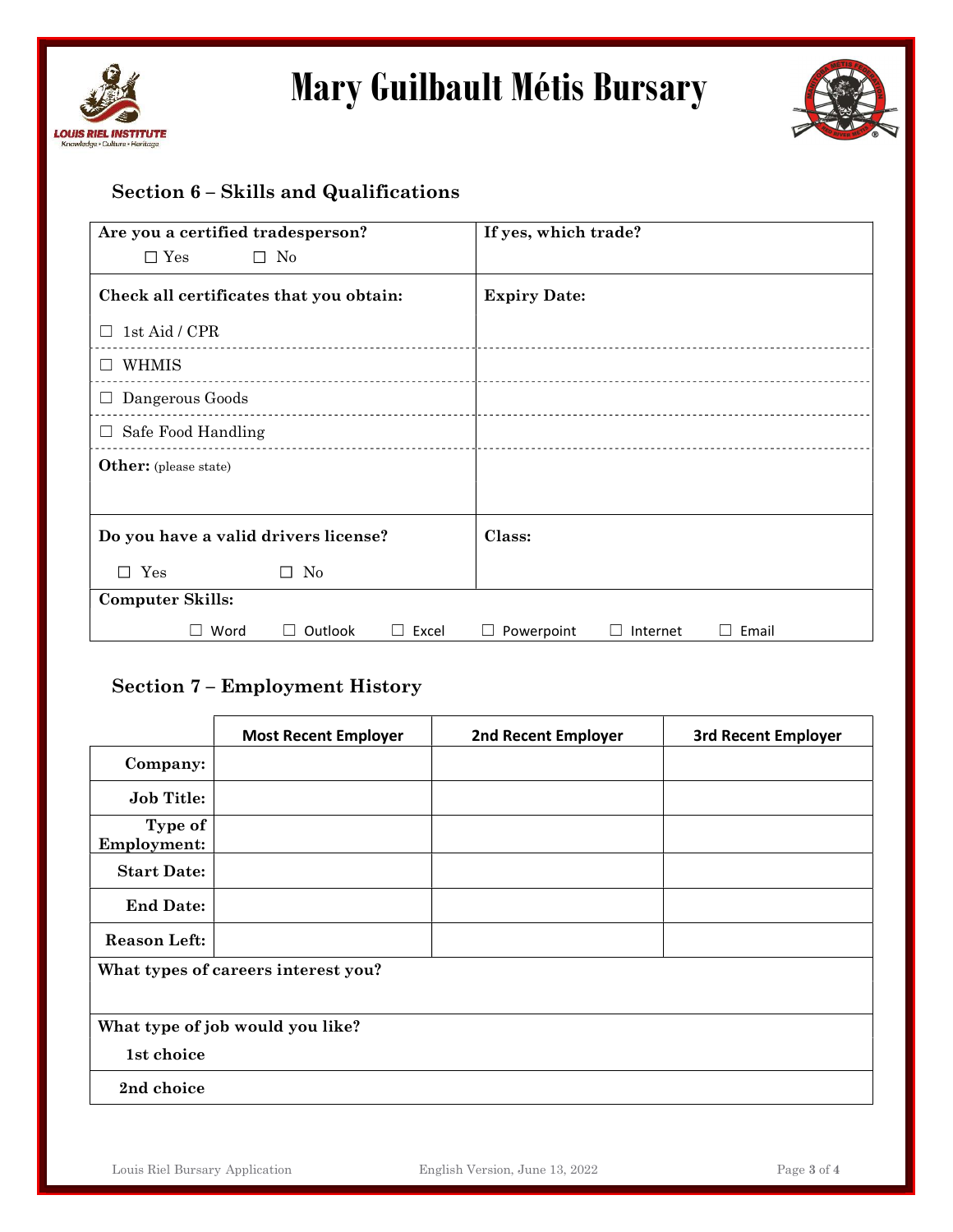# Mary Guilbault Métis Bursary

## Section 6 – Skills and Qualifications

| Are you a certified tradesperson? ☐ Yes ☐ No | If yes, which trade? |
| --- | --- |
| **Check all certificates that you obtain:** | **Expiry Date:** |
| ☐ 1st Aid / CPR | |
| ☐ WHMIS | |
| ☐ Dangerous Goods | |
| ☐ Safe Food Handling | |
| **Other:** (please state) | |
| **Do you have a valid drivers license?** ☐ Yes ☐ No | **Class:** |
| **Computer Skills:** ☐ Word ☐ Outlook ☐ Excel ☐ Powerpoint ☐ Internet ☐ Email | |

## Section 7 – Employment History

| | Most Recent Employer | 2nd Recent Employer | 3rd Recent Employer |
| --- | --- | --- | --- |
| **Company:** | | | |
| **Job Title:** | | | |
| **Type of Employment:** | | | |
| **Start Date:** | | | |
| **End Date:** | | | |
| **Reason Left:** | | | |

**What types of careers interest you?**

**What type of job would you like?**

**1st choice**

**2nd choice**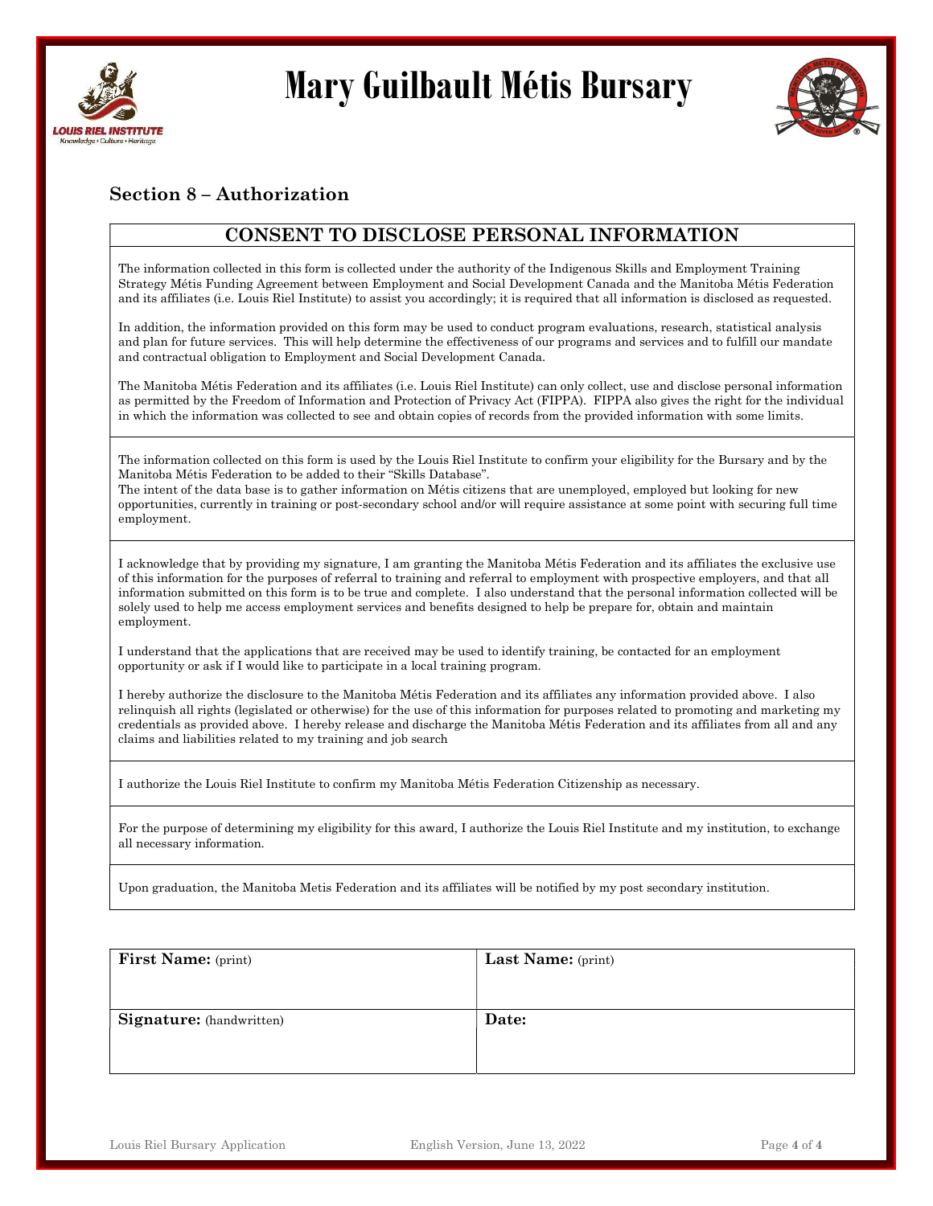# Mary Guilbault Métis Bursary

## Section 8 – Authorization

### CONSENT TO DISCLOSE PERSONAL INFORMATION

The information collected in this form is collected under the authority of the Indigenous Skills and Employment Training Strategy Métis Funding Agreement between Employment and Social Development Canada and the Manitoba Métis Federation and its affiliates (i.e. Louis Riel Institute) to assist you accordingly; it is required that all information is disclosed as requested.

In addition, the information provided on this form may be used to conduct program evaluations, research, statistical analysis and plan for future services. This will help determine the effectiveness of our programs and services and to fulfill our mandate and contractual obligation to Employment and Social Development Canada.

The Manitoba Métis Federation and its affiliates (i.e. Louis Riel Institute) can only collect, use and disclose personal information as permitted by the Freedom of Information and Protection of Privacy Act (FIPPA). FIPPA also gives the right for the individual in which the information was collected to see and obtain copies of records from the provided information with some limits.

The information collected on this form is used by the Louis Riel Institute to confirm your eligibility for the Bursary and by the Manitoba Métis Federation to be added to their "Skills Database".
The intent of the data base is to gather information on Métis citizens that are unemployed, employed but looking for new opportunities, currently in training or post-secondary school and/or will require assistance at some point with securing full time employment.

I acknowledge that by providing my signature, I am granting the Manitoba Métis Federation and its affiliates the exclusive use of this information for the purposes of referral to training and referral to employment with prospective employers, and that all information submitted on this form is to be true and complete. I also understand that the personal information collected will be solely used to help me access employment services and benefits designed to help be prepare for, obtain and maintain employment.

I understand that the applications that are received may be used to identify training, be contacted for an employment opportunity or ask if I would like to participate in a local training program.

I hereby authorize the disclosure to the Manitoba Métis Federation and its affiliates any information provided above. I also relinquish all rights (legislated or otherwise) for the use of this information for purposes related to promoting and marketing my credentials as provided above. I hereby release and discharge the Manitoba Métis Federation and its affiliates from all and any claims and liabilities related to my training and job search

I authorize the Louis Riel Institute to confirm my Manitoba Métis Federation Citizenship as necessary.

For the purpose of determining my eligibility for this award, I authorize the Louis Riel Institute and my institution, to exchange all necessary information.

Upon graduation, the Manitoba Metis Federation and its affiliates will be notified by my post secondary institution.

| | |
|---|---|
| **First Name:** (print) | **Last Name:** (print) |
| **Signature:** (handwritten) | **Date:** |